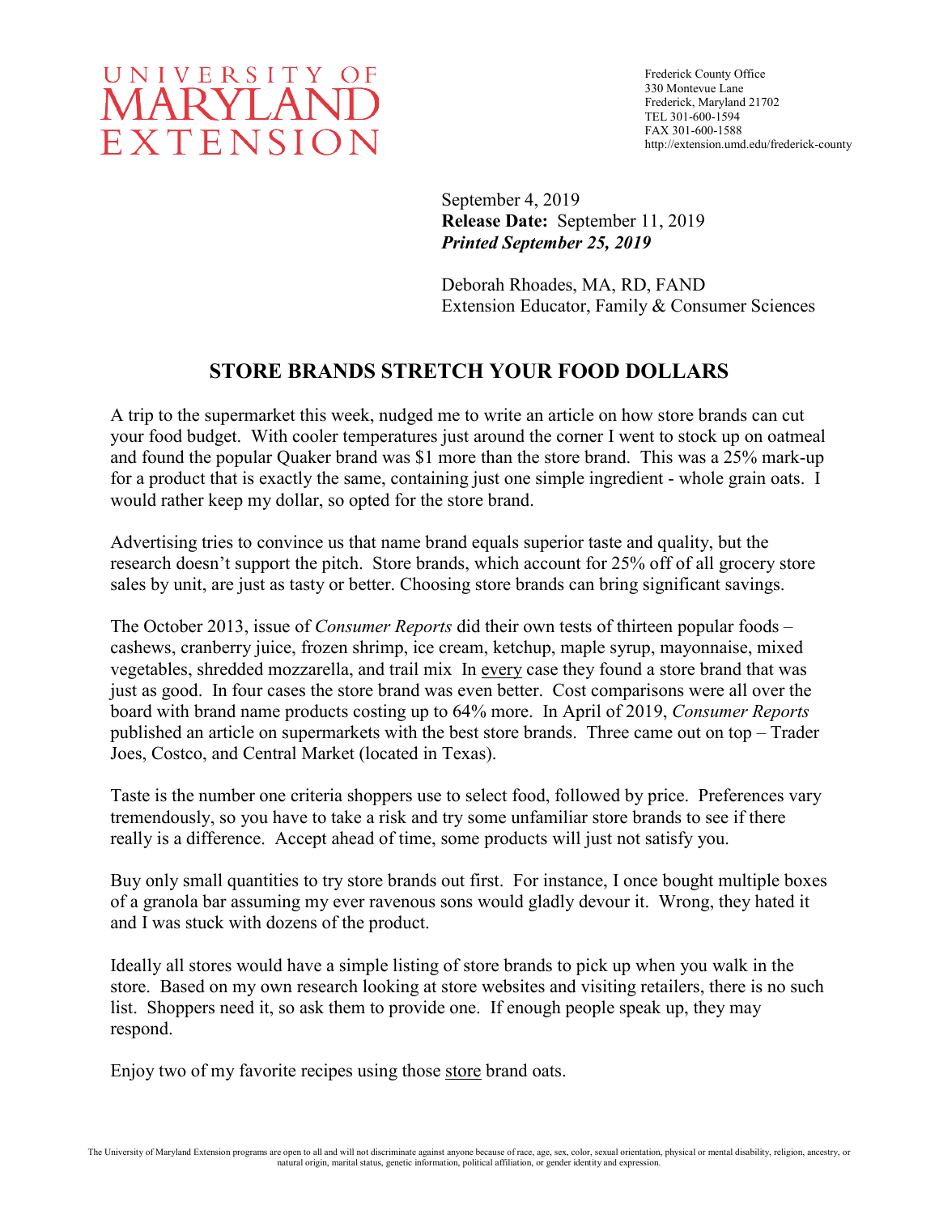UNIVERSITY OF MARYLAND EXTENSION

Frederick County Office
330 Montevue Lane
Frederick, Maryland 21702
TEL 301-600-1594
FAX 301-600-1588
http://extension.umd.edu/frederick-county

September 4, 2019
**Release Date:** September 11, 2019
***Printed September 25, 2019***

Deborah Rhoades, MA, RD, FAND
Extension Educator, Family & Consumer Sciences

# STORE BRANDS STRETCH YOUR FOOD DOLLARS

A trip to the supermarket this week, nudged me to write an article on how store brands can cut your food budget. With cooler temperatures just around the corner I went to stock up on oatmeal and found the popular Quaker brand was $1 more than the store brand. This was a 25% mark-up for a product that is exactly the same, containing just one simple ingredient - whole grain oats. I would rather keep my dollar, so opted for the store brand.

Advertising tries to convince us that name brand equals superior taste and quality, but the research doesn't support the pitch. Store brands, which account for 25% off of all grocery store sales by unit, are just as tasty or better. Choosing store brands can bring significant savings.

The October 2013, issue of *Consumer Reports* did their own tests of thirteen popular foods – cashews, cranberry juice, frozen shrimp, ice cream, ketchup, maple syrup, mayonnaise, mixed vegetables, shredded mozzarella, and trail mix In <u>every</u> case they found a store brand that was just as good. In four cases the store brand was even better. Cost comparisons were all over the board with brand name products costing up to 64% more. In April of 2019, *Consumer Reports* published an article on supermarkets with the best store brands. Three came out on top – Trader Joes, Costco, and Central Market (located in Texas).

Taste is the number one criteria shoppers use to select food, followed by price. Preferences vary tremendously, so you have to take a risk and try some unfamiliar store brands to see if there really is a difference. Accept ahead of time, some products will just not satisfy you.

Buy only small quantities to try store brands out first. For instance, I once bought multiple boxes of a granola bar assuming my ever ravenous sons would gladly devour it. Wrong, they hated it and I was stuck with dozens of the product.

Ideally all stores would have a simple listing of store brands to pick up when you walk in the store. Based on my own research looking at store websites and visiting retailers, there is no such list. Shoppers need it, so ask them to provide one. If enough people speak up, they may respond.

Enjoy two of my favorite recipes using those <u>store</u> brand oats.

The University of Maryland Extension programs are open to all and will not discriminate against anyone because of race, age, sex, color, sexual orientation, physical or mental disability, religion, ancestry, or natural origin, marital status, genetic information, political affiliation, or gender identity and expression.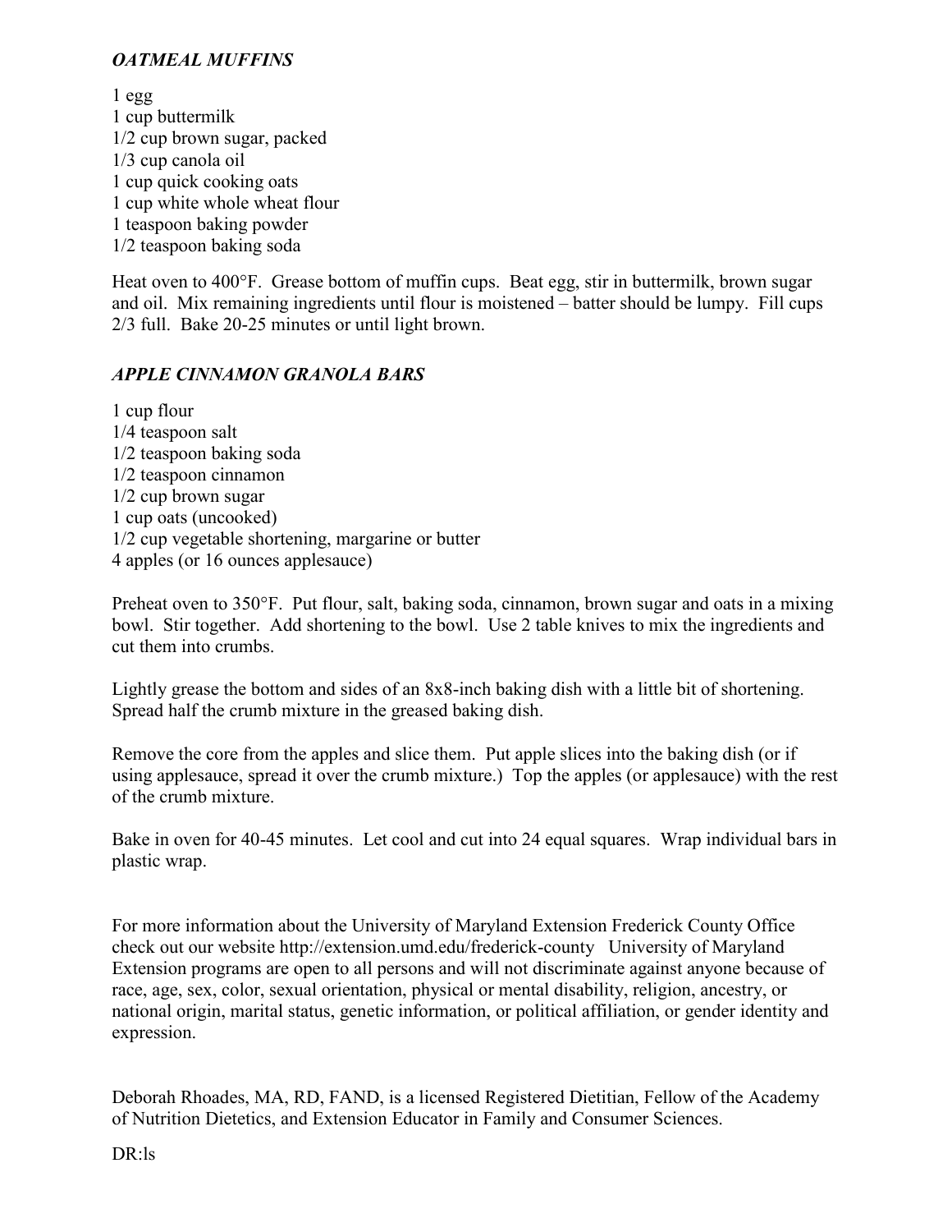### *OATMEAL MUFFINS*

1 egg
1 cup buttermilk
1/2 cup brown sugar, packed
1/3 cup canola oil
1 cup quick cooking oats
1 cup white whole wheat flour
1 teaspoon baking powder
1/2 teaspoon baking soda

Heat oven to 400°F. Grease bottom of muffin cups. Beat egg, stir in buttermilk, brown sugar and oil. Mix remaining ingredients until flour is moistened – batter should be lumpy. Fill cups 2/3 full. Bake 20-25 minutes or until light brown.

### *APPLE CINNAMON GRANOLA BARS*

1 cup flour
1/4 teaspoon salt
1/2 teaspoon baking soda
1/2 teaspoon cinnamon
1/2 cup brown sugar
1 cup oats (uncooked)
1/2 cup vegetable shortening, margarine or butter
4 apples (or 16 ounces applesauce)

Preheat oven to 350°F. Put flour, salt, baking soda, cinnamon, brown sugar and oats in a mixing bowl. Stir together. Add shortening to the bowl. Use 2 table knives to mix the ingredients and cut them into crumbs.

Lightly grease the bottom and sides of an 8x8-inch baking dish with a little bit of shortening. Spread half the crumb mixture in the greased baking dish.

Remove the core from the apples and slice them. Put apple slices into the baking dish (or if using applesauce, spread it over the crumb mixture.) Top the apples (or applesauce) with the rest of the crumb mixture.

Bake in oven for 40-45 minutes. Let cool and cut into 24 equal squares. Wrap individual bars in plastic wrap.

For more information about the University of Maryland Extension Frederick County Office check out our website http://extension.umd.edu/frederick-county University of Maryland Extension programs are open to all persons and will not discriminate against anyone because of race, age, sex, color, sexual orientation, physical or mental disability, religion, ancestry, or national origin, marital status, genetic information, or political affiliation, or gender identity and expression.

Deborah Rhoades, MA, RD, FAND, is a licensed Registered Dietitian, Fellow of the Academy of Nutrition Dietetics, and Extension Educator in Family and Consumer Sciences.

DR:ls